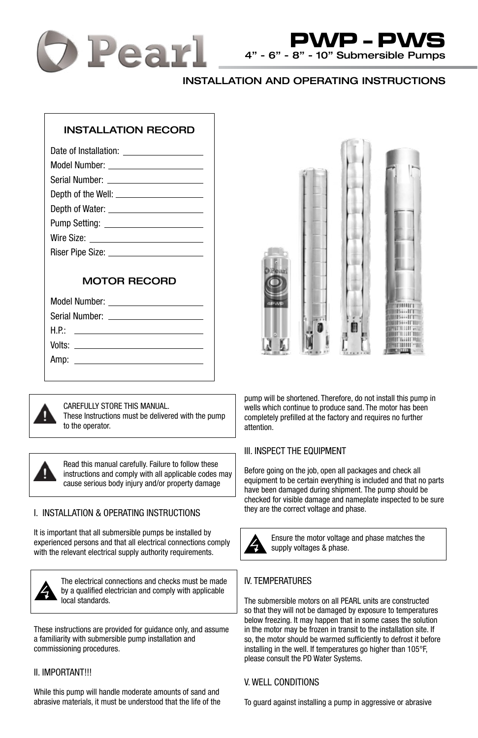# PWP - PWS

4" - 6" - 8" - 10" Submersible Pumps

INSTALLATION AND OPERATING INSTRUCTIONS

### INSTALLATION RECORD

Date of Installation: ____________

Model Number: ____________

Serial Number: ____________

Depth of the Well: ____________

Depth of Water: ____________

Pump Setting: ____________

Wire Size: ____________

Riser Pipe Size: ____________

### MOTOR RECORD

Model Number: ____________

Serial Number: ____________

H.P.: ____________

Volts: ____________

Amp: ____________

> CAREFULLY STORE THIS MANUAL.
> These Instructions must be delivered with the pump to the operator.

> Read this manual carefully. Failure to follow these instructions and comply with all applicable codes may cause serious body injury and/or property damage

## I. INSTALLATION & OPERATING INSTRUCTIONS

It is important that all submersible pumps be installed by experienced persons and that all electrical connections comply with the relevant electrical supply authority requirements.

> The electrical connections and checks must be made by a qualified electrician and comply with applicable local standards.

These instructions are provided for guidance only, and assume a familiarity with submersible pump installation and commissioning procedures.

## II. IMPORTANT!!!

While this pump will handle moderate amounts of sand and abrasive materials, it must be understood that the life of the pump will be shortened. Therefore, do not install this pump in wells which continue to produce sand. The motor has been completely prefilled at the factory and requires no further attention.

## III. INSPECT THE EQUIPMENT

Before going on the job, open all packages and check all equipment to be certain everything is included and that no parts have been damaged during shipment. The pump should be checked for visible damage and nameplate inspected to be sure they are the correct voltage and phase.

> Ensure the motor voltage and phase matches the supply voltages & phase.

## IV. TEMPERATURES

The submersible motors on all PEARL units are constructed so that they will not be damaged by exposure to temperatures below freezing. It may happen that in some cases the solution in the motor may be frozen in transit to the installation site. If so, the motor should be warmed sufficiently to defrost it before installing in the well. If temperatures go higher than 105°F, please consult the PD Water Systems.

## V. WELL CONDITIONS

To guard against installing a pump in aggressive or abrasive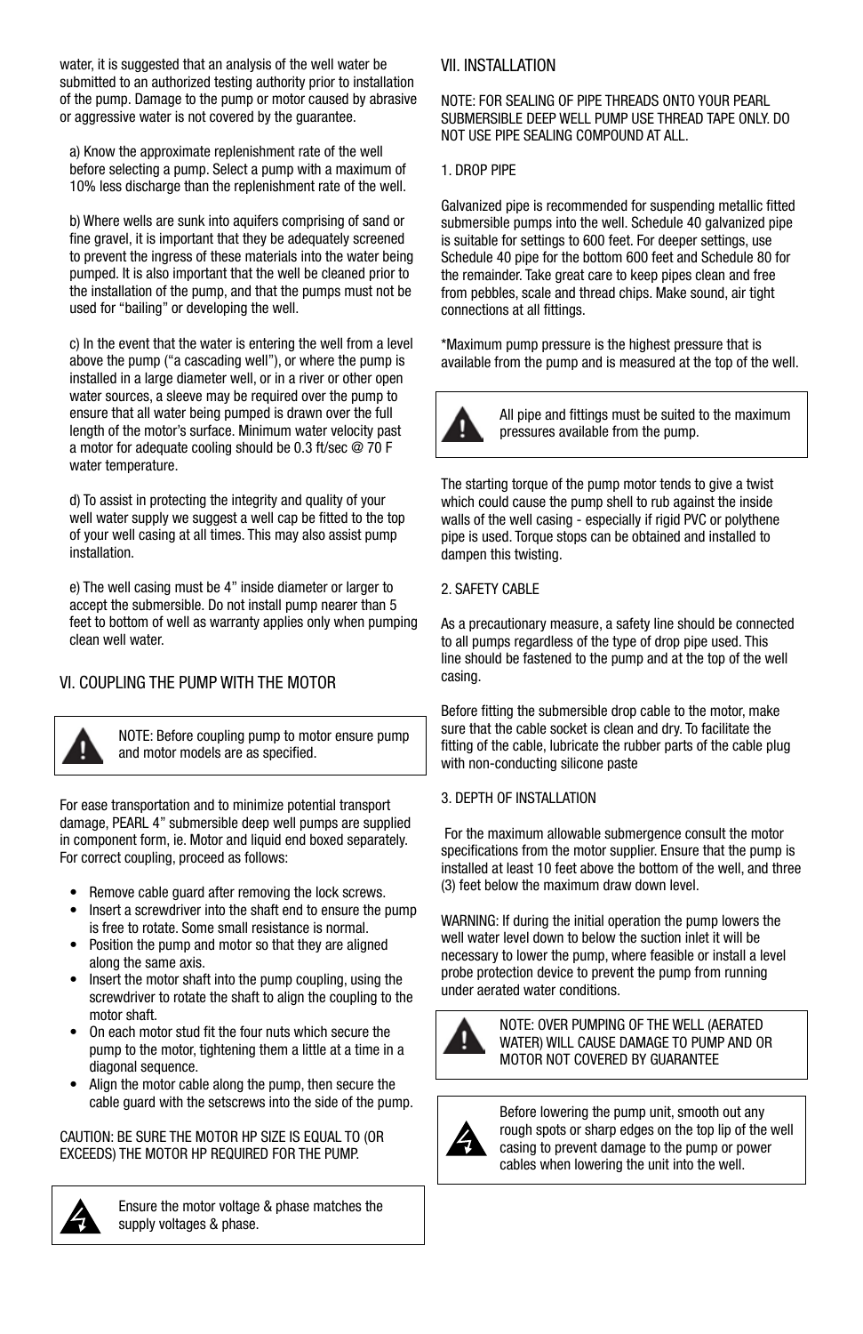water, it is suggested that an analysis of the well water be submitted to an authorized testing authority prior to installation of the pump. Damage to the pump or motor caused by abrasive or aggressive water is not covered by the guarantee.

a) Know the approximate replenishment rate of the well before selecting a pump. Select a pump with a maximum of 10% less discharge than the replenishment rate of the well.

b) Where wells are sunk into aquifers comprising of sand or fine gravel, it is important that they be adequately screened to prevent the ingress of these materials into the water being pumped. It is also important that the well be cleaned prior to the installation of the pump, and that the pumps must not be used for "bailing" or developing the well.

c) In the event that the water is entering the well from a level above the pump ("a cascading well"), or where the pump is installed in a large diameter well, or in a river or other open water sources, a sleeve may be required over the pump to ensure that all water being pumped is drawn over the full length of the motor's surface. Minimum water velocity past a motor for adequate cooling should be 0.3 ft/sec @ 70 F water temperature.

d) To assist in protecting the integrity and quality of your well water supply we suggest a well cap be fitted to the top of your well casing at all times. This may also assist pump installation.

e) The well casing must be 4" inside diameter or larger to accept the submersible. Do not install pump nearer than 5 feet to bottom of well as warranty applies only when pumping clean well water.

## VI. COUPLING THE PUMP WITH THE MOTOR

NOTE: Before coupling pump to motor ensure pump and motor models are as specified.

For ease transportation and to minimize potential transport damage, PEARL 4" submersible deep well pumps are supplied in component form, ie. Motor and liquid end boxed separately. For correct coupling, proceed as follows:

- Remove cable guard after removing the lock screws.
- Insert a screwdriver into the shaft end to ensure the pump is free to rotate. Some small resistance is normal.
- Position the pump and motor so that they are aligned along the same axis.
- Insert the motor shaft into the pump coupling, using the screwdriver to rotate the shaft to align the coupling to the motor shaft.
- On each motor stud fit the four nuts which secure the pump to the motor, tightening them a little at a time in a diagonal sequence.
- Align the motor cable along the pump, then secure the cable guard with the setscrews into the side of the pump.

CAUTION: BE SURE THE MOTOR HP SIZE IS EQUAL TO (OR EXCEEDS) THE MOTOR HP REQUIRED FOR THE PUMP.

Ensure the motor voltage & phase matches the supply voltages & phase.

## VII. INSTALLATION

NOTE: FOR SEALING OF PIPE THREADS ONTO YOUR PEARL SUBMERSIBLE DEEP WELL PUMP USE THREAD TAPE ONLY. DO NOT USE PIPE SEALING COMPOUND AT ALL.

### 1. DROP PIPE

Galvanized pipe is recommended for suspending metallic fitted submersible pumps into the well. Schedule 40 galvanized pipe is suitable for settings to 600 feet. For deeper settings, use Schedule 40 pipe for the bottom 600 feet and Schedule 80 for the remainder. Take great care to keep pipes clean and free from pebbles, scale and thread chips. Make sound, air tight connections at all fittings.

*Maximum pump pressure is the highest pressure that is available from the pump and is measured at the top of the well.

All pipe and fittings must be suited to the maximum pressures available from the pump.

The starting torque of the pump motor tends to give a twist which could cause the pump shell to rub against the inside walls of the well casing - especially if rigid PVC or polythene pipe is used. Torque stops can be obtained and installed to dampen this twisting.

### 2. SAFETY CABLE

As a precautionary measure, a safety line should be connected to all pumps regardless of the type of drop pipe used. This line should be fastened to the pump and at the top of the well casing.

Before fitting the submersible drop cable to the motor, make sure that the cable socket is clean and dry. To facilitate the fitting of the cable, lubricate the rubber parts of the cable plug with non-conducting silicone paste

### 3. DEPTH OF INSTALLATION

For the maximum allowable submergence consult the motor specifications from the motor supplier. Ensure that the pump is installed at least 10 feet above the bottom of the well, and three (3) feet below the maximum draw down level.

WARNING: If during the initial operation the pump lowers the well water level down to below the suction inlet it will be necessary to lower the pump, where feasible or install a level probe protection device to prevent the pump from running under aerated water conditions.

NOTE: OVER PUMPING OF THE WELL (AERATED WATER) WILL CAUSE DAMAGE TO PUMP AND OR MOTOR NOT COVERED BY GUARANTEE

Before lowering the pump unit, smooth out any rough spots or sharp edges on the top lip of the well casing to prevent damage to the pump or power cables when lowering the unit into the well.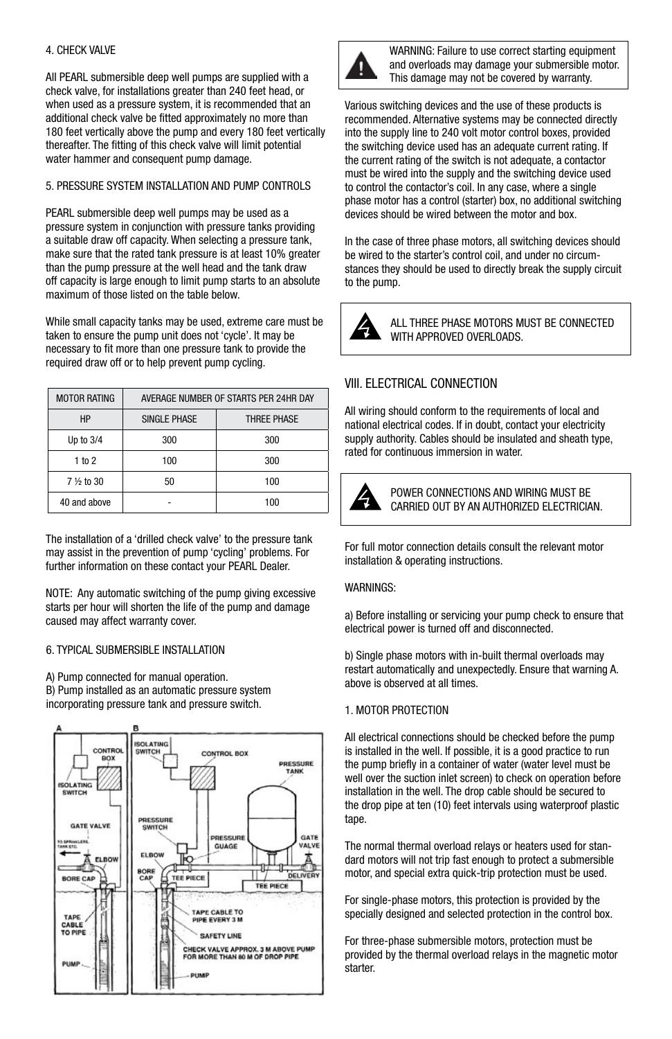4. CHECK VALVE

All PEARL submersible deep well pumps are supplied with a check valve, for installations greater than 240 feet head, or when used as a pressure system, it is recommended that an additional check valve be fitted approximately no more than 180 feet vertically above the pump and every 180 feet vertically thereafter. The fitting of this check valve will limit potential water hammer and consequent pump damage.

5. PRESSURE SYSTEM INSTALLATION AND PUMP CONTROLS

PEARL submersible deep well pumps may be used as a pressure system in conjunction with pressure tanks providing a suitable draw off capacity. When selecting a pressure tank, make sure that the rated tank pressure is at least 10% greater than the pump pressure at the well head and the tank draw off capacity is large enough to limit pump starts to an absolute maximum of those listed on the table below.

While small capacity tanks may be used, extreme care must be taken to ensure the pump unit does not 'cycle'. It may be necessary to fit more than one pressure tank to provide the required draw off or to help prevent pump cycling.

| MOTOR RATING | AVERAGE NUMBER OF STARTS PER 24HR DAY | |
|---|---|---|
| HP | SINGLE PHASE | THREE PHASE |
| Up to 3/4 | 300 | 300 |
| 1 to 2 | 100 | 300 |
| 7 ½ to 30 | 50 | 100 |
| 40 and above | - | 100 |

The installation of a 'drilled check valve' to the pressure tank may assist in the prevention of pump 'cycling' problems. For further information on these contact your PEARL Dealer.

NOTE: Any automatic switching of the pump giving excessive starts per hour will shorten the life of the pump and damage caused may affect warranty cover.

6. TYPICAL SUBMERSIBLE INSTALLATION

A) Pump connected for manual operation.
B) Pump installed as an automatic pressure system incorporating pressure tank and pressure switch.

A: CONTROL BOX, ISOLATING SWITCH, GATE VALVE, TO SPRINKLERS, TANK ETC., ELBOW, BORE CAP, TAPE CABLE TO PIPE, PUMP

B: ISOLATING SWITCH, CONTROL BOX, PRESSURE TANK, PRESSURE SWITCH, PRESSURE GUAGE, GATE VALVE, ELBOW, BORE CAP, TEE PIECE, TEE PIECE, DELIVERY, TAPE CABLE TO PIPE EVERY 3 M, SAFETY LINE, CHECK VALVE APPROX. 3 M ABOVE PUMP FOR MORE THAN 80 M OF DROP PIPE, PUMP

WARNING: Failure to use correct starting equipment and overloads may damage your submersible motor. This damage may not be covered by warranty.

Various switching devices and the use of these products is recommended. Alternative systems may be connected directly into the supply line to 240 volt motor control boxes, provided the switching device used has an adequate current rating. If the current rating of the switch is not adequate, a contactor must be wired into the supply and the switching device used to control the contactor's coil. In any case, where a single phase motor has a control (starter) box, no additional switching devices should be wired between the motor and box.

In the case of three phase motors, all switching devices should be wired to the starter's control coil, and under no circumstances they should be used to directly break the supply circuit to the pump.

ALL THREE PHASE MOTORS MUST BE CONNECTED WITH APPROVED OVERLOADS.

## VIII. ELECTRICAL CONNECTION

All wiring should conform to the requirements of local and national electrical codes. If in doubt, contact your electricity supply authority. Cables should be insulated and sheath type, rated for continuous immersion in water.

POWER CONNECTIONS AND WIRING MUST BE CARRIED OUT BY AN AUTHORIZED ELECTRICIAN.

For full motor connection details consult the relevant motor installation & operating instructions.

WARNINGS:

a) Before installing or servicing your pump check to ensure that electrical power is turned off and disconnected.

b) Single phase motors with in-built thermal overloads may restart automatically and unexpectedly. Ensure that warning A. above is observed at all times.

1. MOTOR PROTECTION

All electrical connections should be checked before the pump is installed in the well. If possible, it is a good practice to run the pump briefly in a container of water (water level must be well over the suction inlet screen) to check on operation before installation in the well. The drop cable should be secured to the drop pipe at ten (10) feet intervals using waterproof plastic tape.

The normal thermal overload relays or heaters used for standard motors will not trip fast enough to protect a submersible motor, and special extra quick-trip protection must be used.

For single-phase motors, this protection is provided by the specially designed and selected protection in the control box.

For three-phase submersible motors, protection must be provided by the thermal overload relays in the magnetic motor starter.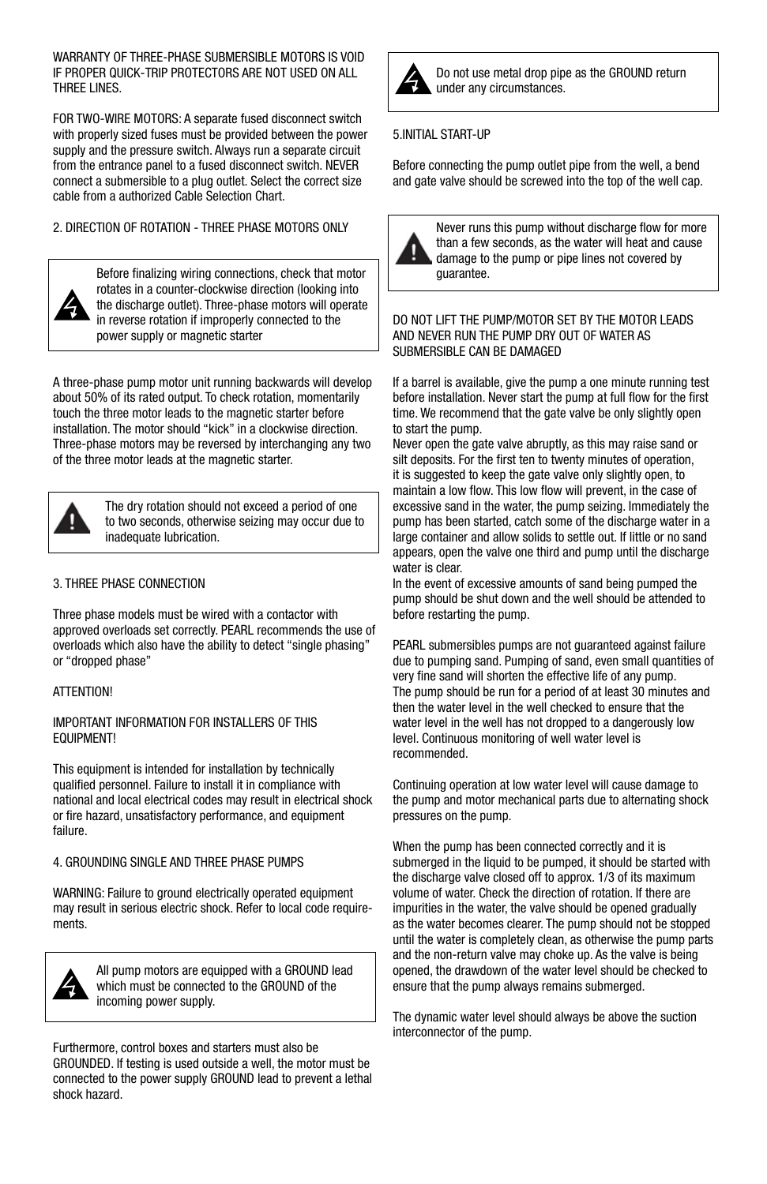WARRANTY OF THREE-PHASE SUBMERSIBLE MOTORS IS VOID IF PROPER QUICK-TRIP PROTECTORS ARE NOT USED ON ALL THREE LINES.

FOR TWO-WIRE MOTORS: A separate fused disconnect switch with properly sized fuses must be provided between the power supply and the pressure switch. Always run a separate circuit from the entrance panel to a fused disconnect switch. NEVER connect a submersible to a plug outlet. Select the correct size cable from a authorized Cable Selection Chart.

## 2. DIRECTION OF ROTATION - THREE PHASE MOTORS ONLY

> Before finalizing wiring connections, check that motor rotates in a counter-clockwise direction (looking into the discharge outlet). Three-phase motors will operate in reverse rotation if improperly connected to the power supply or magnetic starter

A three-phase pump motor unit running backwards will develop about 50% of its rated output. To check rotation, momentarily touch the three motor leads to the magnetic starter before installation. The motor should "kick" in a clockwise direction. Three-phase motors may be reversed by interchanging any two of the three motor leads at the magnetic starter.

> The dry rotation should not exceed a period of one to two seconds, otherwise seizing may occur due to inadequate lubrication.

## 3. THREE PHASE CONNECTION

Three phase models must be wired with a contactor with approved overloads set correctly. PEARL recommends the use of overloads which also have the ability to detect "single phasing" or "dropped phase"

ATTENTION!

IMPORTANT INFORMATION FOR INSTALLERS OF THIS EQUIPMENT!

This equipment is intended for installation by technically qualified personnel. Failure to install it in compliance with national and local electrical codes may result in electrical shock or fire hazard, unsatisfactory performance, and equipment failure.

## 4. GROUNDING SINGLE AND THREE PHASE PUMPS

WARNING: Failure to ground electrically operated equipment may result in serious electric shock. Refer to local code requirements.

> All pump motors are equipped with a GROUND lead which must be connected to the GROUND of the incoming power supply.

Furthermore, control boxes and starters must also be GROUNDED. If testing is used outside a well, the motor must be connected to the power supply GROUND lead to prevent a lethal shock hazard.

> Do not use metal drop pipe as the GROUND return under any circumstances.

## 5.INITIAL START-UP

Before connecting the pump outlet pipe from the well, a bend and gate valve should be screwed into the top of the well cap.

> Never runs this pump without discharge flow for more than a few seconds, as the water will heat and cause damage to the pump or pipe lines not covered by guarantee.

DO NOT LIFT THE PUMP/MOTOR SET BY THE MOTOR LEADS AND NEVER RUN THE PUMP DRY OUT OF WATER AS SUBMERSIBLE CAN BE DAMAGED

If a barrel is available, give the pump a one minute running test before installation. Never start the pump at full flow for the first time. We recommend that the gate valve be only slightly open to start the pump.
Never open the gate valve abruptly, as this may raise sand or silt deposits. For the first ten to twenty minutes of operation, it is suggested to keep the gate valve only slightly open, to maintain a low flow. This low flow will prevent, in the case of excessive sand in the water, the pump seizing. Immediately the pump has been started, catch some of the discharge water in a large container and allow solids to settle out. If little or no sand appears, open the valve one third and pump until the discharge water is clear.
In the event of excessive amounts of sand being pumped the pump should be shut down and the well should be attended to before restarting the pump.

PEARL submersibles pumps are not guaranteed against failure due to pumping sand. Pumping of sand, even small quantities of very fine sand will shorten the effective life of any pump.
The pump should be run for a period of at least 30 minutes and then the water level in the well checked to ensure that the water level in the well has not dropped to a dangerously low level. Continuous monitoring of well water level is recommended.

Continuing operation at low water level will cause damage to the pump and motor mechanical parts due to alternating shock pressures on the pump.

When the pump has been connected correctly and it is submerged in the liquid to be pumped, it should be started with the discharge valve closed off to approx. 1/3 of its maximum volume of water. Check the direction of rotation. If there are impurities in the water, the valve should be opened gradually as the water becomes clearer. The pump should not be stopped until the water is completely clean, as otherwise the pump parts and the non-return valve may choke up. As the valve is being opened, the drawdown of the water level should be checked to ensure that the pump always remains submerged.

The dynamic water level should always be above the suction interconnector of the pump.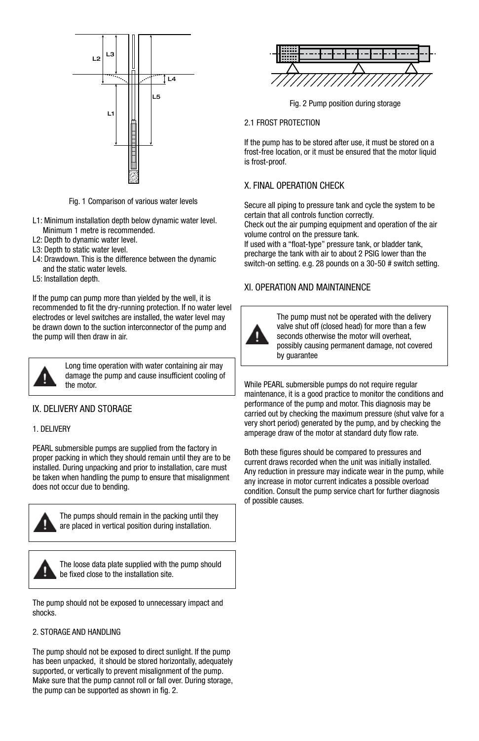Fig. 1 Comparison of various water levels

- L1: Minimum installation depth below dynamic water level. Minimum 1 metre is recommended.
- L2: Depth to dynamic water level.
- L3: Depth to static water level.
- L4: Drawdown. This is the difference between the dynamic and the static water levels.
- L5: Installation depth.

If the pump can pump more than yielded by the well, it is recommended to fit the dry-running protection. If no water level electrodes or level switches are installed, the water level may be drawn down to the suction interconnector of the pump and the pump will then draw in air.

> ⚠ Long time operation with water containing air may damage the pump and cause insufficient cooling of the motor.

## IX. DELIVERY AND STORAGE

### 1. DELIVERY

PEARL submersible pumps are supplied from the factory in proper packing in which they should remain until they are to be installed. During unpacking and prior to installation, care must be taken when handling the pump to ensure that misalignment does not occur due to bending.

> ⚠ The pumps should remain in the packing until they are placed in vertical position during installation.

> ⚠ The loose data plate supplied with the pump should be fixed close to the installation site.

The pump should not be exposed to unnecessary impact and shocks.

### 2. STORAGE AND HANDLING

The pump should not be exposed to direct sunlight. If the pump has been unpacked, it should be stored horizontally, adequately supported, or vertically to prevent misalignment of the pump. Make sure that the pump cannot roll or fall over. During storage, the pump can be supported as shown in fig. 2.

Fig. 2 Pump position during storage

### 2.1 FROST PROTECTION

If the pump has to be stored after use, it must be stored on a frost-free location, or it must be ensured that the motor liquid is frost-proof.

## X. FINAL OPERATION CHECK

Secure all piping to pressure tank and cycle the system to be certain that all controls function correctly.
Check out the air pumping equipment and operation of the air volume control on the pressure tank.
If used with a "float-type" pressure tank, or bladder tank, precharge the tank with air to about 2 PSIG lower than the switch-on setting. e.g. 28 pounds on a 30-50 # switch setting.

## XI. OPERATION AND MAINTAINENCE

> ⚠ The pump must not be operated with the delivery valve shut off (closed head) for more than a few seconds otherwise the motor will overheat, possibly causing permanent damage, not covered by guarantee

While PEARL submersible pumps do not require regular maintenance, it is a good practice to monitor the conditions and performance of the pump and motor. This diagnosis may be carried out by checking the maximum pressure (shut valve for a very short period) generated by the pump, and by checking the amperage draw of the motor at standard duty flow rate.

Both these figures should be compared to pressures and current draws recorded when the unit was initially installed. Any reduction in pressure may indicate wear in the pump, while any increase in motor current indicates a possible overload condition. Consult the pump service chart for further diagnosis of possible causes.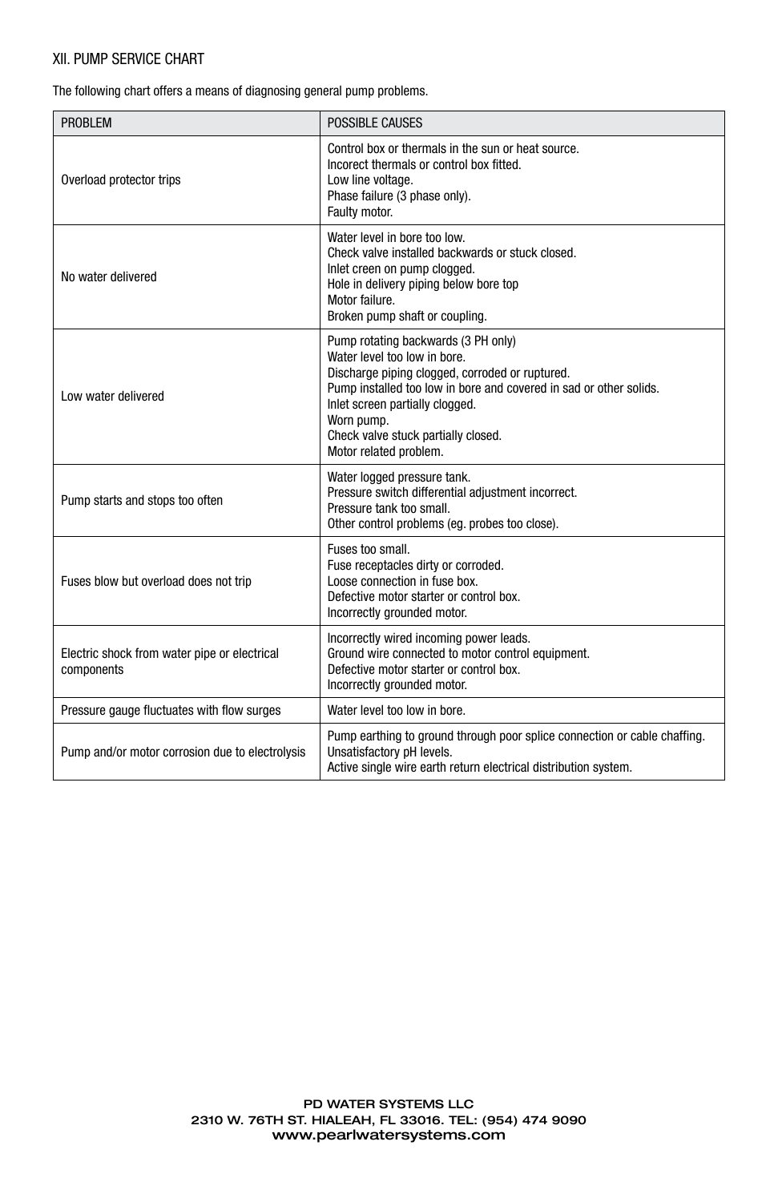## XII. PUMP SERVICE CHART

The following chart offers a means of diagnosing general pump problems.

| PROBLEM | POSSIBLE CAUSES |
|---|---|
| Overload protector trips | Control box or thermals in the sun or heat source.<br>Incorect thermals or control box fitted.<br>Low line voltage.<br>Phase failure (3 phase only).<br>Faulty motor. |
| No water delivered | Water level in bore too low.<br>Check valve installed backwards or stuck closed.<br>Inlet creen on pump clogged.<br>Hole in delivery piping below bore top<br>Motor failure.<br>Broken pump shaft or coupling. |
| Low water delivered | Pump rotating backwards (3 PH only)<br>Water level too low in bore.<br>Discharge piping clogged, corroded or ruptured.<br>Pump installed too low in bore and covered in sad or other solids.<br>Inlet screen partially clogged.<br>Worn pump.<br>Check valve stuck partially closed.<br>Motor related problem. |
| Pump starts and stops too often | Water logged pressure tank.<br>Pressure switch differential adjustment incorrect.<br>Pressure tank too small.<br>Other control problems (eg. probes too close). |
| Fuses blow but overload does not trip | Fuses too small.<br>Fuse receptacles dirty or corroded.<br>Loose connection in fuse box.<br>Defective motor starter or control box.<br>Incorrectly grounded motor. |
| Electric shock from water pipe or electrical components | Incorrectly wired incoming power leads.<br>Ground wire connected to motor control equipment.<br>Defective motor starter or control box.<br>Incorrectly grounded motor. |
| Pressure gauge fluctuates with flow surges | Water level too low in bore. |
| Pump and/or motor corrosion due to electrolysis | Pump earthing to ground through poor splice connection or cable chaffing.<br>Unsatisfactory pH levels.<br>Active single wire earth return electrical distribution system. |

**PD WATER SYSTEMS LLC**
**2310 W. 76TH ST. HIALEAH, FL 33016. TEL: (954) 474 9090**
**www.pearlwatersystems.com**